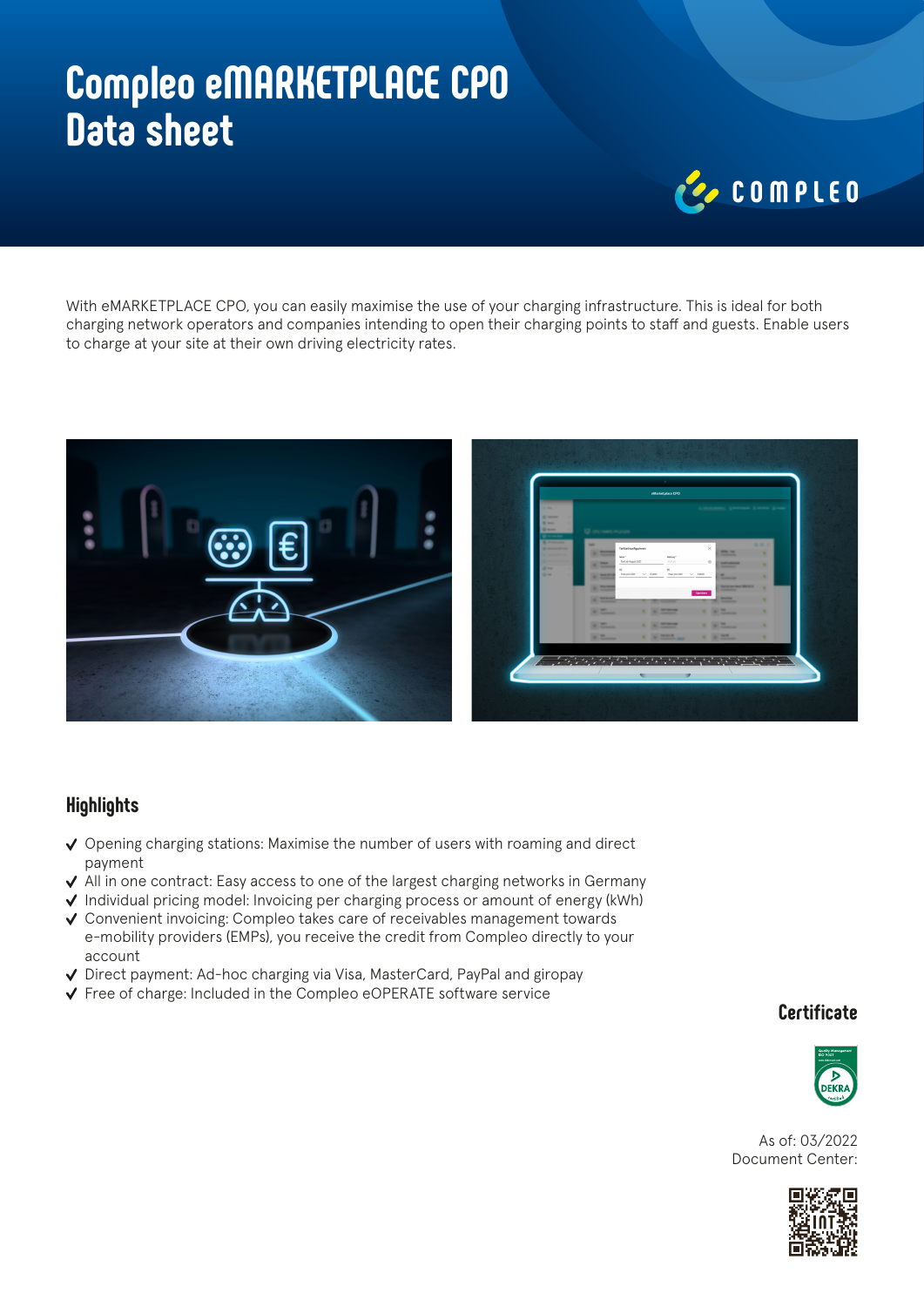# Compleo eMARKETPLACE CPO Data sheet

COMPLEO

With eMARKETPLACE CPO, you can easily maximise the use of your charging infrastructure. This is ideal for both charging network operators and companies intending to open their charging points to staff and guests. Enable users to charge at your site at their own driving electricity rates.

## Highlights

- ✔ Opening charging stations: Maximise the number of users with roaming and direct payment
- ✔ All in one contract: Easy access to one of the largest charging networks in Germany
- ✔ Individual pricing model: Invoicing per charging process or amount of energy (kWh)
- ✔ Convenient invoicing: Compleo takes care of receivables management towards e-mobility providers (EMPs), you receive the credit from Compleo directly to your account
- ✔ Direct payment: Ad-hoc charging via Visa, MasterCard, PayPal and giropay
- ✔ Free of charge: Included in the Compleo eOPERATE software service

## Certificate

As of: 03/2022
Document Center: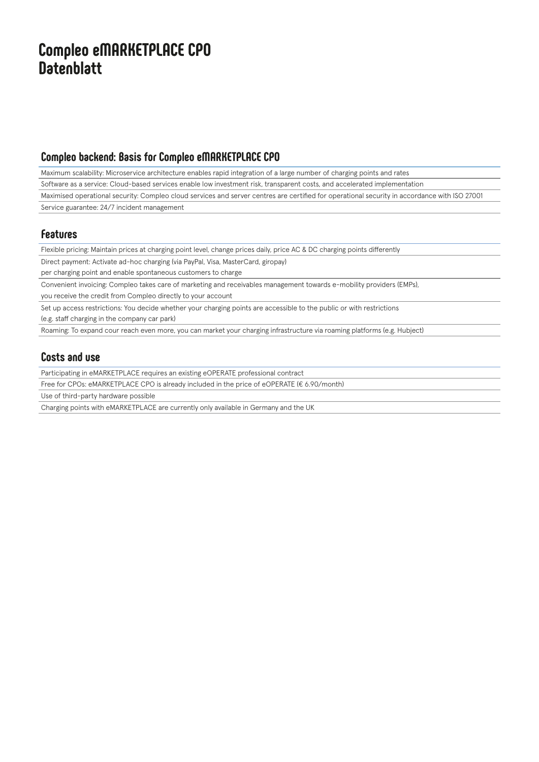# Compleo eMARKETPLACE CPO
# Datenblatt

## Compleo backend: Basis for Compleo eMARKETPLACE CPO

Maximum scalability: Microservice architecture enables rapid integration of a large number of charging points and rates

Software as a service: Cloud-based services enable low investment risk, transparent costs, and accelerated implementation

Maximised operational security: Compleo cloud services and server centres are certified for operational security in accordance with ISO 27001

Service guarantee: 24/7 incident management

## Features

Flexible pricing: Maintain prices at charging point level, change prices daily, price AC & DC charging points differently

Direct payment: Activate ad-hoc charging (via PayPal, Visa, MasterCard, giropay)
per charging point and enable spontaneous customers to charge

Convenient invoicing: Compleo takes care of marketing and receivables management towards e-mobility providers (EMPs),
you receive the credit from Compleo directly to your account

Set up access restrictions: You decide whether your charging points are accessible to the public or with restrictions
(e.g. staff charging in the company car park)

Roaming: To expand cour reach even more, you can market your charging infrastructure via roaming platforms (e.g. Hubject)

## Costs and use

Participating in eMARKETPLACE requires an existing eOPERATE professional contract

Free for CPOs: eMARKETPLACE CPO is already included in the price of eOPERATE (€ 6.90/month)

Use of third-party hardware possible

Charging points with eMARKETPLACE are currently only available in Germany and the UK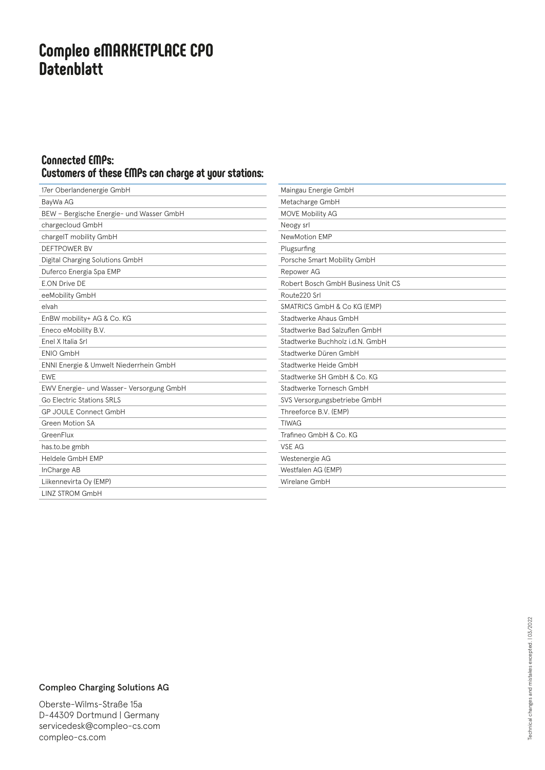# Compleo eMARKETPLACE CPO Datenblatt

## Connected EMPs: Customers of these EMPs can charge at your stations:

- 17er Oberlandenergie GmbH
- BayWa AG
- BEW – Bergische Energie- und Wasser GmbH
- chargecloud GmbH
- chargeIT mobility GmbH
- DEFTPOWER BV
- Digital Charging Solutions GmbH
- Duferco Energia Spa EMP
- E.ON Drive DE
- eeMobility GmbH
- elvah
- EnBW mobility+ AG & Co. KG
- Eneco eMobility B.V.
- Enel X Italia Srl
- ENIO GmbH
- ENNI Energie & Umwelt Niederrhein GmbH
- EWE
- EWV Energie- und Wasser- Versorgung GmbH
- Go Electric Stations SRLS
- GP JOULE Connect GmbH
- Green Motion SA
- GreenFlux
- has.to.be gmbh
- Heldele GmbH EMP
- InCharge AB
- Liikennevirta Oy (EMP)
- LINZ STROM GmbH
- Maingau Energie GmbH
- Metacharge GmbH
- MOVE Mobility AG
- Neogy srl
- NewMotion EMP
- Plugsurfing
- Porsche Smart Mobility GmbH
- Repower AG
- Robert Bosch GmbH Business Unit CS
- Route220 Srl
- SMATRICS GmbH & Co KG (EMP)
- Stadtwerke Ahaus GmbH
- Stadtwerke Bad Salzuflen GmbH
- Stadtwerke Buchholz i.d.N. GmbH
- Stadtwerke Düren GmbH
- Stadtwerke Heide GmbH
- Stadtwerke SH GmbH & Co. KG
- Stadtwerke Tornesch GmbH
- SVS Versorgungsbetriebe GmbH
- Threeforce B.V. (EMP)
- TIWAG
- Trafineo GmbH & Co. KG
- VSE AG
- Westenergie AG
- Westfalen AG (EMP)
- Wirelane GmbH

**Compleo Charging Solutions AG**

Oberste-Wilms-Straße 15a
D-44309 Dortmund | Germany
servicedesk@compleo-cs.com
compleo-cs.com

Technical changes and mistakes excepted. | 03/2022